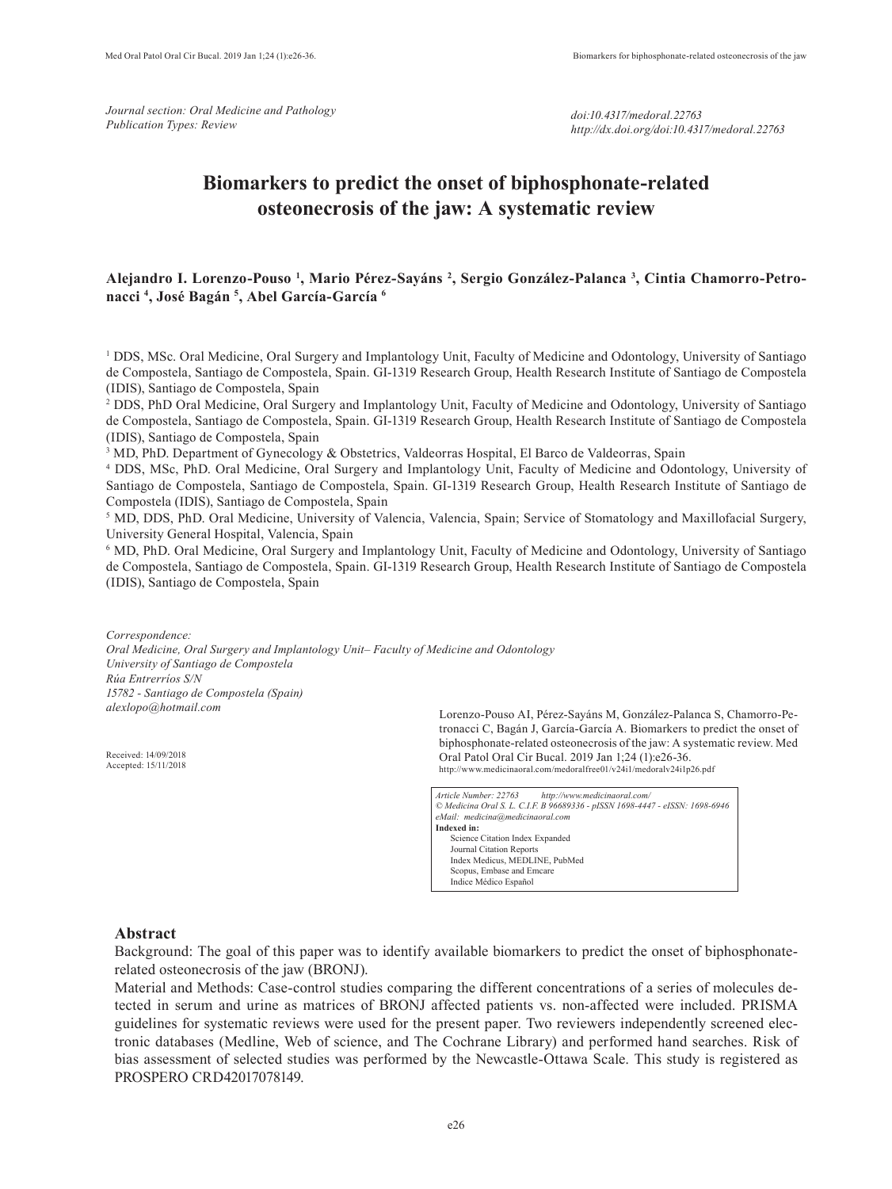*Journal section: Oral Medicine and Pathology*
*Publication Types: Review*

*doi:10.4317/medoral.22763*
*http://dx.doi.org/doi:10.4317/medoral.22763*

# Biomarkers to predict the onset of biphosphonate-related osteonecrosis of the jaw: A systematic review

**Alejandro I. Lorenzo-Pouso [1], Mario Pérez-Sayáns [2], Sergio González-Palanca [3], Cintia Chamorro-Petronacci [4], José Bagán [5], Abel García-García [6]**

[1] DDS, MSc. Oral Medicine, Oral Surgery and Implantology Unit, Faculty of Medicine and Odontology, University of Santiago de Compostela, Santiago de Compostela, Spain. GI-1319 Research Group, Health Research Institute of Santiago de Compostela (IDIS), Santiago de Compostela, Spain

[2] DDS, PhD Oral Medicine, Oral Surgery and Implantology Unit, Faculty of Medicine and Odontology, University of Santiago de Compostela, Santiago de Compostela, Spain. GI-1319 Research Group, Health Research Institute of Santiago de Compostela (IDIS), Santiago de Compostela, Spain

[3] MD, PhD. Department of Gynecology & Obstetrics, Valdeorras Hospital, El Barco de Valdeorras, Spain

[4] DDS, MSc, PhD. Oral Medicine, Oral Surgery and Implantology Unit, Faculty of Medicine and Odontology, University of Santiago de Compostela, Santiago de Compostela, Spain. GI-1319 Research Group, Health Research Institute of Santiago de Compostela (IDIS), Santiago de Compostela, Spain

[5] MD, DDS, PhD. Oral Medicine, University of Valencia, Valencia, Spain; Service of Stomatology and Maxillofacial Surgery, University General Hospital, Valencia, Spain

[6] MD, PhD. Oral Medicine, Oral Surgery and Implantology Unit, Faculty of Medicine and Odontology, University of Santiago de Compostela, Santiago de Compostela, Spain. GI-1319 Research Group, Health Research Institute of Santiago de Compostela (IDIS), Santiago de Compostela, Spain

*Correspondence:*
*Oral Medicine, Oral Surgery and Implantology Unit– Faculty of Medicine and Odontology*
*University of Santiago de Compostela*
*Rúa Entrerríos S/N*
*15782 - Santiago de Compostela (Spain)*
*alexlopo@hotmail.com*

Received: 14/09/2018
Accepted: 15/11/2018

Lorenzo-Pouso AI, Pérez-Sayáns M, González-Palanca S, Chamorro-Petronacci C, Bagán J, García-García A. Biomarkers to predict the onset of biphosphonate-related osteonecrosis of the jaw: A systematic review. Med Oral Patol Oral Cir Bucal. 2019 Jan 1;24 (1):e26-36.
http://www.medicinaoral.com/medoralfree01/v24i1/medoralv24i1p26.pdf

*Article Number: 22763 http://www.medicinaoral.com/*
*© Medicina Oral S. L. C.I.F. B 96689336 - pISSN 1698-4447 - eISSN: 1698-6946*
*eMail: medicina@medicinaoral.com*
**Indexed in:**
Science Citation Index Expanded
Journal Citation Reports
Index Medicus, MEDLINE, PubMed
Scopus, Embase and Emcare
Indice Médico Español

## Abstract

Background: The goal of this paper was to identify available biomarkers to predict the onset of biphosphonate-related osteonecrosis of the jaw (BRONJ).

Material and Methods: Case-control studies comparing the different concentrations of a series of molecules detected in serum and urine as matrices of BRONJ affected patients vs. non-affected were included. PRISMA guidelines for systematic reviews were used for the present paper. Two reviewers independently screened electronic databases (Medline, Web of science, and The Cochrane Library) and performed hand searches. Risk of bias assessment of selected studies was performed by the Newcastle-Ottawa Scale. This study is registered as PROSPERO CRD42017078149.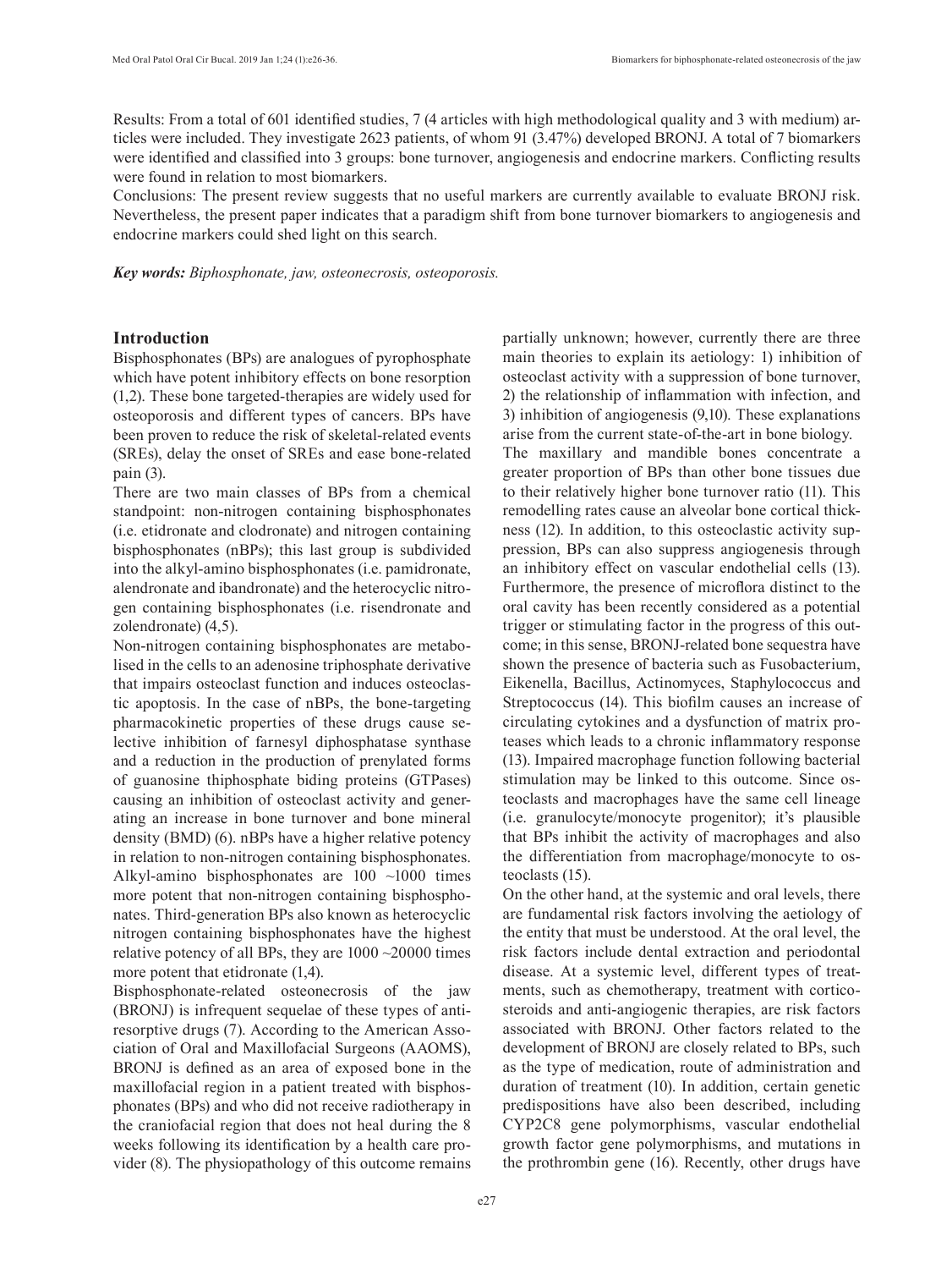Results: From a total of 601 identified studies, 7 (4 articles with high methodological quality and 3 with medium) articles were included. They investigate 2623 patients, of whom 91 (3.47%) developed BRONJ. A total of 7 biomarkers were identified and classified into 3 groups: bone turnover, angiogenesis and endocrine markers. Conflicting results were found in relation to most biomarkers.

Conclusions: The present review suggests that no useful markers are currently available to evaluate BRONJ risk. Nevertheless, the present paper indicates that a paradigm shift from bone turnover biomarkers to angiogenesis and endocrine markers could shed light on this search.

***Key words:*** *Biphosphonate, jaw, osteonecrosis, osteoporosis.*

## Introduction

Bisphosphonates (BPs) are analogues of pyrophosphate which have potent inhibitory effects on bone resorption (1,2). These bone targeted-therapies are widely used for osteoporosis and different types of cancers. BPs have been proven to reduce the risk of skeletal-related events (SREs), delay the onset of SREs and ease bone-related pain (3).

There are two main classes of BPs from a chemical standpoint: non-nitrogen containing bisphosphonates (i.e. etidronate and clodronate) and nitrogen containing bisphosphonates (nBPs); this last group is subdivided into the alkyl-amino bisphosphonates (i.e. pamidronate, alendronate and ibandronate) and the heterocyclic nitrogen containing bisphosphonates (i.e. risendronate and zolendronate) (4,5).

Non-nitrogen containing bisphosphonates are metabolised in the cells to an adenosine triphosphate derivative that impairs osteoclast function and induces osteoclastic apoptosis. In the case of nBPs, the bone-targeting pharmacokinetic properties of these drugs cause selective inhibition of farnesyl diphosphatase synthase and a reduction in the production of prenylated forms of guanosine thiphosphate biding proteins (GTPases) causing an inhibition of osteoclast activity and generating an increase in bone turnover and bone mineral density (BMD) (6). nBPs have a higher relative potency in relation to non-nitrogen containing bisphosphonates. Alkyl-amino bisphosphonates are 100 ~1000 times more potent that non-nitrogen containing bisphosphonates. Third-generation BPs also known as heterocyclic nitrogen containing bisphosphonates have the highest relative potency of all BPs, they are 1000 ~20000 times more potent that etidronate (1,4).

Bisphosphonate-related osteonecrosis of the jaw (BRONJ) is infrequent sequelae of these types of antiresorptive drugs (7). According to the American Association of Oral and Maxillofacial Surgeons (AAOMS), BRONJ is defined as an area of exposed bone in the maxillofacial region in a patient treated with bisphosphonates (BPs) and who did not receive radiotherapy in the craniofacial region that does not heal during the 8 weeks following its identification by a health care provider (8). The physiopathology of this outcome remains partially unknown; however, currently there are three main theories to explain its aetiology: 1) inhibition of osteoclast activity with a suppression of bone turnover, 2) the relationship of inflammation with infection, and 3) inhibition of angiogenesis (9,10). These explanations arise from the current state-of-the-art in bone biology.

The maxillary and mandible bones concentrate a greater proportion of BPs than other bone tissues due to their relatively higher bone turnover ratio (11). This remodelling rates cause an alveolar bone cortical thickness (12). In addition, to this osteoclastic activity suppression, BPs can also suppress angiogenesis through an inhibitory effect on vascular endothelial cells (13). Furthermore, the presence of microflora distinct to the oral cavity has been recently considered as a potential trigger or stimulating factor in the progress of this outcome; in this sense, BRONJ-related bone sequestra have shown the presence of bacteria such as Fusobacterium, Eikenella, Bacillus, Actinomyces, Staphylococcus and Streptococcus (14). This biofilm causes an increase of circulating cytokines and a dysfunction of matrix proteases which leads to a chronic inflammatory response (13). Impaired macrophage function following bacterial stimulation may be linked to this outcome. Since osteoclasts and macrophages have the same cell lineage (i.e. granulocyte/monocyte progenitor); it's plausible that BPs inhibit the activity of macrophages and also the differentiation from macrophage/monocyte to osteoclasts (15).

On the other hand, at the systemic and oral levels, there are fundamental risk factors involving the aetiology of the entity that must be understood. At the oral level, the risk factors include dental extraction and periodontal disease. At a systemic level, different types of treatments, such as chemotherapy, treatment with corticosteroids and anti-angiogenic therapies, are risk factors associated with BRONJ. Other factors related to the development of BRONJ are closely related to BPs, such as the type of medication, route of administration and duration of treatment (10). In addition, certain genetic predispositions have also been described, including CYP2C8 gene polymorphisms, vascular endothelial growth factor gene polymorphisms, and mutations in the prothrombin gene (16). Recently, other drugs have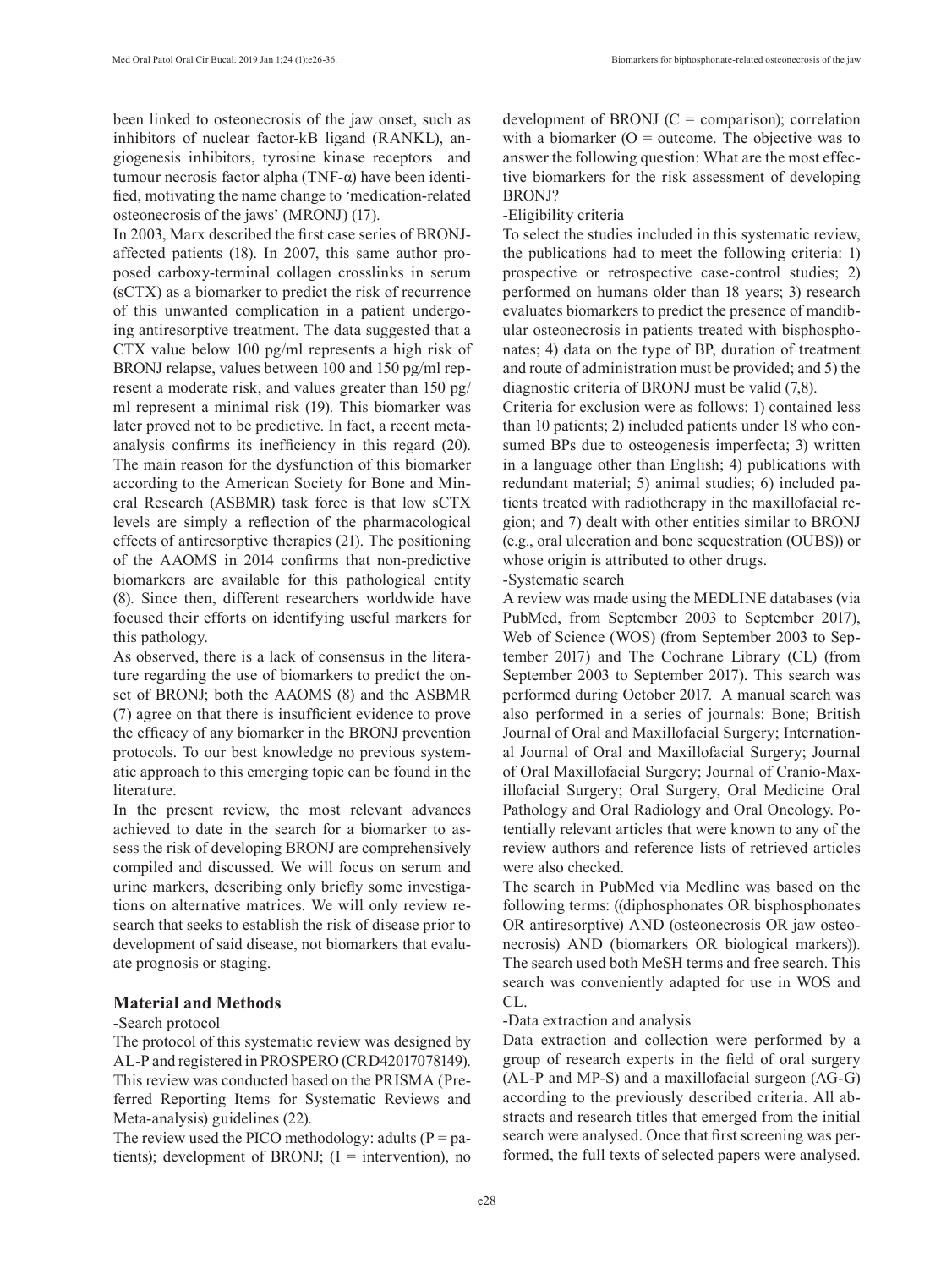been linked to osteonecrosis of the jaw onset, such as inhibitors of nuclear factor-kB ligand (RANKL), angiogenesis inhibitors, tyrosine kinase receptors and tumour necrosis factor alpha (TNF-α) have been identified, motivating the name change to 'medication-related osteonecrosis of the jaws' (MRONJ) (17).

In 2003, Marx described the first case series of BRONJ-affected patients (18). In 2007, this same author proposed carboxy-terminal collagen crosslinks in serum (sCTX) as a biomarker to predict the risk of recurrence of this unwanted complication in a patient undergoing antiresorptive treatment. The data suggested that a CTX value below 100 pg/ml represents a high risk of BRONJ relapse, values between 100 and 150 pg/ml represent a moderate risk, and values greater than 150 pg/ml represent a minimal risk (19). This biomarker was later proved not to be predictive. In fact, a recent meta-analysis confirms its inefficiency in this regard (20). The main reason for the dysfunction of this biomarker according to the American Society for Bone and Mineral Research (ASBMR) task force is that low sCTX levels are simply a reflection of the pharmacological effects of antiresorptive therapies (21). The positioning of the AAOMS in 2014 confirms that non-predictive biomarkers are available for this pathological entity (8). Since then, different researchers worldwide have focused their efforts on identifying useful markers for this pathology.

As observed, there is a lack of consensus in the literature regarding the use of biomarkers to predict the onset of BRONJ; both the AAOMS (8) and the ASBMR (7) agree on that there is insufficient evidence to prove the efficacy of any biomarker in the BRONJ prevention protocols. To our best knowledge no previous systematic approach to this emerging topic can be found in the literature.

In the present review, the most relevant advances achieved to date in the search for a biomarker to assess the risk of developing BRONJ are comprehensively compiled and discussed. We will focus on serum and urine markers, describing only briefly some investigations on alternative matrices. We will only review research that seeks to establish the risk of disease prior to development of said disease, not biomarkers that evaluate prognosis or staging.

## Material and Methods

-Search protocol

The protocol of this systematic review was designed by AL-P and registered in PROSPERO (CRD42017078149). This review was conducted based on the PRISMA (Preferred Reporting Items for Systematic Reviews and Meta-analysis) guidelines (22).

The review used the PICO methodology: adults (P = patients); development of BRONJ; (I = intervention), no development of BRONJ (C = comparison); correlation with a biomarker (O = outcome. The objective was to answer the following question: What are the most effective biomarkers for the risk assessment of developing BRONJ?

-Eligibility criteria

To select the studies included in this systematic review, the publications had to meet the following criteria: 1) prospective or retrospective case-control studies; 2) performed on humans older than 18 years; 3) research evaluates biomarkers to predict the presence of mandibular osteonecrosis in patients treated with bisphosphonates; 4) data on the type of BP, duration of treatment and route of administration must be provided; and 5) the diagnostic criteria of BRONJ must be valid (7,8).

Criteria for exclusion were as follows: 1) contained less than 10 patients; 2) included patients under 18 who consumed BPs due to osteogenesis imperfecta; 3) written in a language other than English; 4) publications with redundant material; 5) animal studies; 6) included patients treated with radiotherapy in the maxillofacial region; and 7) dealt with other entities similar to BRONJ (e.g., oral ulceration and bone sequestration (OUBS)) or whose origin is attributed to other drugs.

-Systematic search

A review was made using the MEDLINE databases (via PubMed, from September 2003 to September 2017), Web of Science (WOS) (from September 2003 to September 2017) and The Cochrane Library (CL) (from September 2003 to September 2017). This search was performed during October 2017. A manual search was also performed in a series of journals: Bone; British Journal of Oral and Maxillofacial Surgery; International Journal of Oral and Maxillofacial Surgery; Journal of Oral Maxillofacial Surgery; Journal of Cranio-Maxillofacial Surgery; Oral Surgery, Oral Medicine Oral Pathology and Oral Radiology and Oral Oncology. Potentially relevant articles that were known to any of the review authors and reference lists of retrieved articles were also checked.

The search in PubMed via Medline was based on the following terms: ((diphosphonates OR bisphosphonates OR antiresorptive) AND (osteonecrosis OR jaw osteonecrosis) AND (biomarkers OR biological markers)). The search used both MeSH terms and free search. This search was conveniently adapted for use in WOS and CL.

-Data extraction and analysis

Data extraction and collection were performed by a group of research experts in the field of oral surgery (AL-P and MP-S) and a maxillofacial surgeon (AG-G) according to the previously described criteria. All abstracts and research titles that emerged from the initial search were analysed. Once that first screening was performed, the full texts of selected papers were analysed.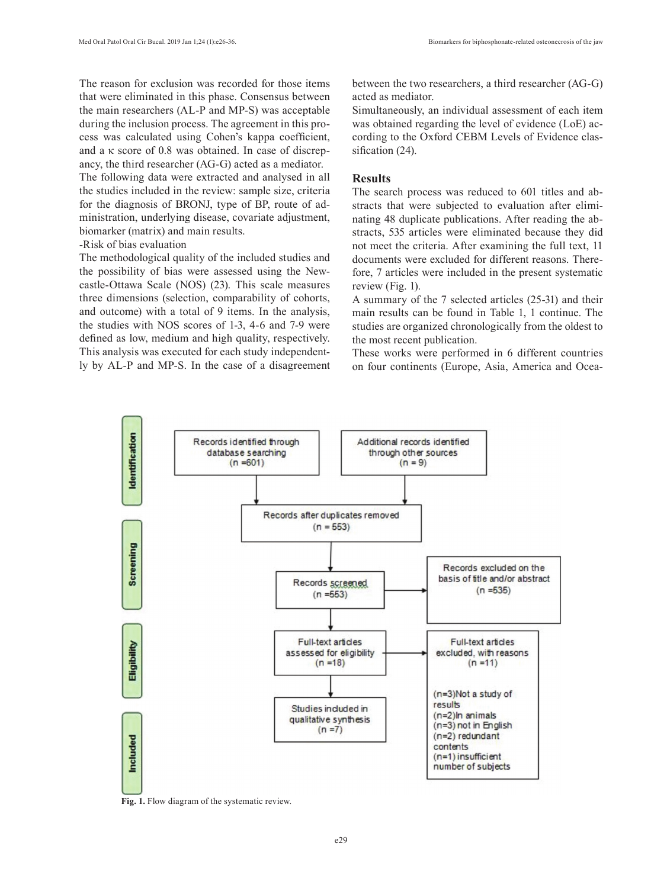The reason for exclusion was recorded for those items that were eliminated in this phase. Consensus between the main researchers (AL-P and MP-S) was acceptable during the inclusion process. The agreement in this process was calculated using Cohen's kappa coefficient, and a κ score of 0.8 was obtained. In case of discrepancy, the third researcher (AG-G) acted as a mediator.

The following data were extracted and analysed in all the studies included in the review: sample size, criteria for the diagnosis of BRONJ, type of BP, route of administration, underlying disease, covariate adjustment, biomarker (matrix) and main results.

-Risk of bias evaluation

The methodological quality of the included studies and the possibility of bias were assessed using the Newcastle-Ottawa Scale (NOS) (23). This scale measures three dimensions (selection, comparability of cohorts, and outcome) with a total of 9 items. In the analysis, the studies with NOS scores of 1-3, 4-6 and 7-9 were defined as low, medium and high quality, respectively. This analysis was executed for each study independently by AL-P and MP-S. In the case of a disagreement between the two researchers, a third researcher (AG-G) acted as mediator.

Simultaneously, an individual assessment of each item was obtained regarding the level of evidence (LoE) according to the Oxford CEBM Levels of Evidence classification (24).

## Results

The search process was reduced to 601 titles and abstracts that were subjected to evaluation after eliminating 48 duplicate publications. After reading the abstracts, 535 articles were eliminated because they did not meet the criteria. After examining the full text, 11 documents were excluded for different reasons. Therefore, 7 articles were included in the present systematic review (Fig. 1).

A summary of the 7 selected articles (25-31) and their main results can be found in Table 1, 1 continue. The studies are organized chronologically from the oldest to the most recent publication.

These works were performed in 6 different countries on four continents (Europe, Asia, America and Ocea-

**Identification**
- Records identified through database searching (n =601)
- Additional records identified through other sources (n = 9)

**Screening**
- Records after duplicates removed (n = 553)
- Records screened (n =553)
- Records excluded on the basis of title and/or abstract (n =535)

**Eligibility**
- Full-text articles assessed for eligibility (n =18)
- Full-text articles excluded, with reasons (n =11)
  - (n=3) Not a study of results
  - (n=2) In animals
  - (n=3) not in English
  - (n=2) redundant contents
  - (n=1) insufficient number of subjects

**Included**
- Studies included in qualitative synthesis (n =7)

**Fig. 1.** Flow diagram of the systematic review.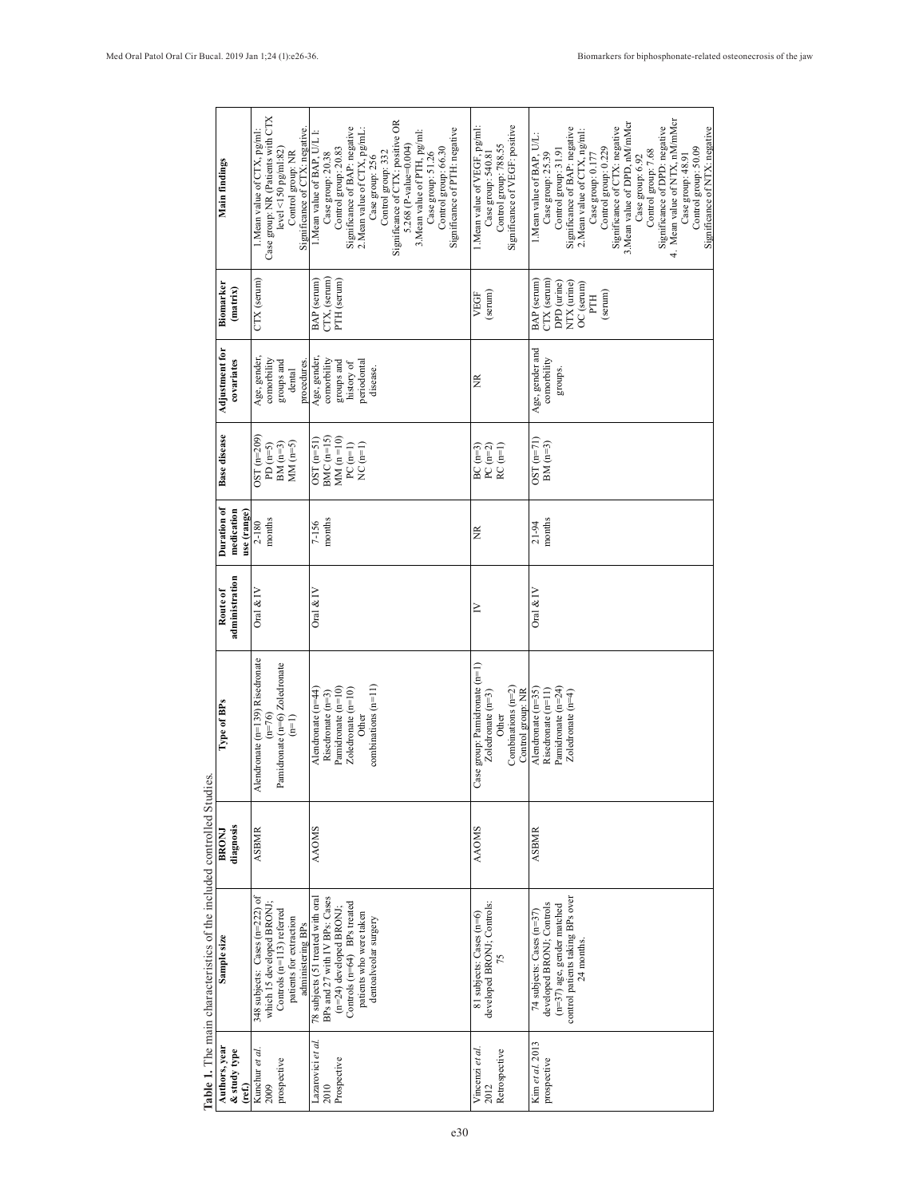**Table 1.** The main characteristics of the included controlled Studies.

| Authors, year & study type (ref.) | Sample size | BRONJ diagnosis | Type of BPs | Route of administration | Duration of medication use (range) | Base disease | Adjustment for covariates | Biomarker (matrix) | Main findings |
|---|---|---|---|---|---|---|---|---|---|
| Kunchur *et al.* 2009 prospective | 348 subjects: Cases (n=222) of which 15 developed BRONJ; Controls (n=113) referred patients for extraction administering BPs | ASBMR | Alendronate (n=139) Risedronate (n=76) Pamidronate (n=6) Zoledronate (n=1) | Oral & IV | 2-180 months | OST (n=209) PD (n=5) BM (n=3) MM (n=5) | Age, gender, comorbility groups and dental procedures. | CTX (serum) | 1.Mean value of CTX, pg/ml: Case group: NR (Patients with CTX level <150 pg/ml:82) Control group: NR Significance of CTX: negative. |
| Lazarovici *et al.* 2010 Prospective | 78 subjects (51 treated with oral BPs and 27 with IV BPs: Cases (n=24) developed BRONJ; Controls (n=64) BPs treated patients who were taken dentoalveolar surgery | AAOMS | Alendronate (n=44) Risedronate (n=3) Pamidronate (n=10) Zoledronate (n=10) Other combinations (n=11) | Oral & IV | 7-156 months | OST (n=51) BMC (n=15) MM (n=10) PC (n=1) NC (n=1) | Age, gender, comorbility groups and history of periodontal disease. | BAP (serum) CTX, (serum) PTH (serum) | 1.Mean value of BAP, U/L l: Case group: 20.38 Control group: 20.83 Significance of BAP: negative 2.Mean value of CTX, pg/mL: Case group: 256 Control group: 332 Significance of CTX: positive OR 5.268 (P-value=0.004) 3.Mean value of PTH, pg/ml: Case group: 51.26 Control group: 66.30 Significance of PTH: negative |
| Vincenzi *et al.* 2012 Retrospective | 81 subjects: Cases (n=6) developed BRONJ; Controls: 75 | AAOMS | Case group: Pamidronate (n=1) Zoledronate (n=3) Other Combinations (n=2) Control group: NR | IV | NR | BC (n=3) PC (n=2) RC (n=1) | NR | VEGF (serum) | 1.Mean value of VEGF, pg/ml: Case group: 540.81 Control group: 788.55 Significance of VEGF: positive |
| Kim *et al.* 2013 prospective | 74 subjects: Cases (n=37) developed BRONJ; Controls (n=37) age-gender matched control patients taking BPs over 24 months. | ASBMR | Alendronate (n=35) Risedronate (n=11) Pamidronate (n=24) Zoledronate (n=4) | Oral & IV | 21-94 months | OST (n=71) BM (n=3) | Age, gender and comorbility groups. | BAP (serum) CTX (serum) DPD (urine) NTX (urine) OC (serum) PTH (serum) | 1.Mean value of BAP, U/L: Case group: 25.39 Control group: 31.91 Significance of BAP: negative 2.Mean value of CTX, ng/ml: Case group: 0.177 Control group: 0.229 Significance of CTX: negative 3.Mean value of DPD, nM/mMcr Case group: 6.92 Control group: 7.68 Significance of DPD: negative 4. Mean value of NTX, nM/mMcr Case group: 48.91 Control group: 50.09 Significance of NTX: negative |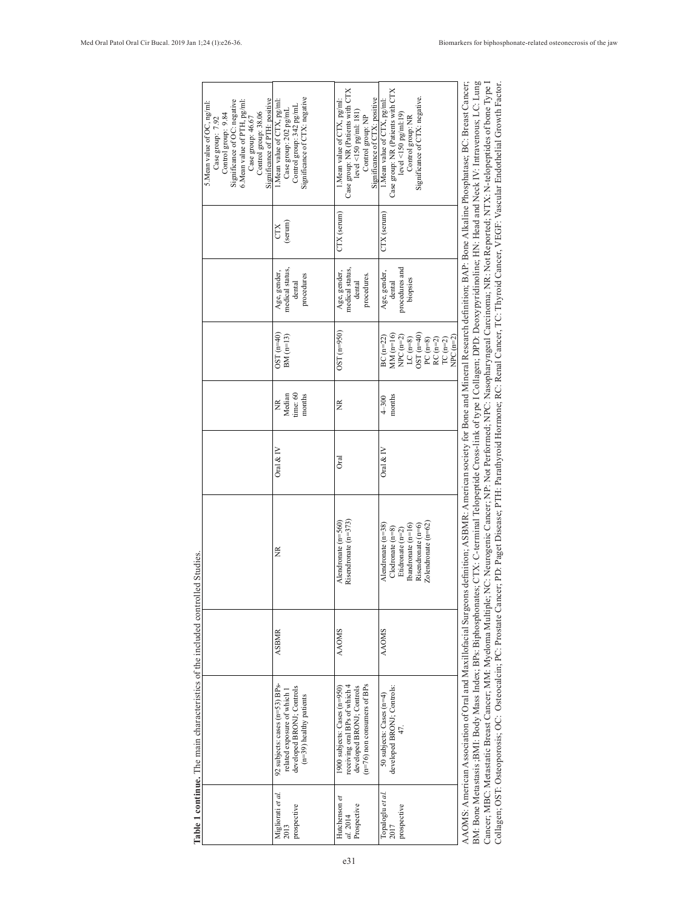**Table 1 continue.** The main characteristics of the included controlled Studies.

| | | | | | | | | | |
|---|---|---|---|---|---|---|---|---|---|
| | | | | | | | | | 5.Mean value of OC, ng/ml: Case group: 7.92 Control group: 9.84 Significance of OC: negative 6.Mean value of PTH, pg/ml: Case group: 46.67 Control group: 38.06 Significance of PTH: positive |
| Migliorati *et al.* 2013 prospective | 92 subjects: cases (n=53) BPs-related exposure of which 1 developed BRONJ; Controls (n=39) healthy patients | ASBMR | NR | Oral & IV | NR Median time: 60 months | OST (n=40) BM (n=13) | Age, gender, medical status, dental procedures | CTX (serum) | 1.Mean value of CTX, pg/ml: Case group: 202 pg/mL Control group: 342 pg/mL Significance of CTX: negative |
| Hutcheson *et al.* 2014 Prospective | 1900 subjects: Cases (n=950) receiving oral BPs of which 4 developed BRONJ; Controls (n=76) non consumers of BPs | AAOMS | Alendronate (n=560) Risendronate (n=373) | Oral | NR | OST (n=950) | Age, gender, medical status, dental procedures. | CTX (serum) | 1.Mean value of CTX, pg/ml: Case group: NR (Patients with CTX level <150 pg/ml: 181) Control group: NP Significance of CTX: positive |
| Topaloglu *et al.* 2017 prospective | 50 subjects: Cases (n=4) developed BRONJ; Controls: 47. | AAOMS | Alendronate (n=38) Clodronate (n=8) Etidronate (n=2) Ibandronate (n=16) Risendronate (n=6) Zolendronate (n=62) | Oral & IV | 4–300 months | BC (n=22) MM (n=16) NPC (n=2) LC (n=8) OST (n=40) PC (n=8) RC (n=2) TC (n=2) NPC (n=2) | Age, gender, dental procedures and biopsies | CTX (serum) | 1.Mean value of CTX, pg/ml: Case group: NR (Patients with CTX level <150 pg/ml: 19) Control group: NR Significance of CTX: negative. |

AAOMS: American Association of Oral and Maxillofacial Surgeons definition; ASBMR: American society for Bone and Mineral Research definition; BAP: Bone Alkaline Phosphatase; BC: Breast Cancer; BM: Bone Metastasis ;BMI: Body Mass Index; BPs: Biphosphonates; CTX: C-terminal Telopeptide Cross-link of type I Collagen; DPD: Deoxypyridinoline; HN: Head and Neck IV: Intravenous; LC: Lung Cancer; MBC: Metastatic Breast Cancer; MM: Myeloma Multiple; NC: Neurogenic Cancer; NP: Not Performed; NPC: Nasopharyngeal Carcinoma; NR: Not Reported; NTX: N-telopeptides of bone Type I Collagen; OST: Osteoporosis; OC: Osteocalcin; PC: Prostate Cancer; PD: Paget Disease; PTH: Parathyroid Hormone; RC: Renal Cancer, TC: Thyroid Cancer, VEGF: Vascular Endothelial Growth Factor.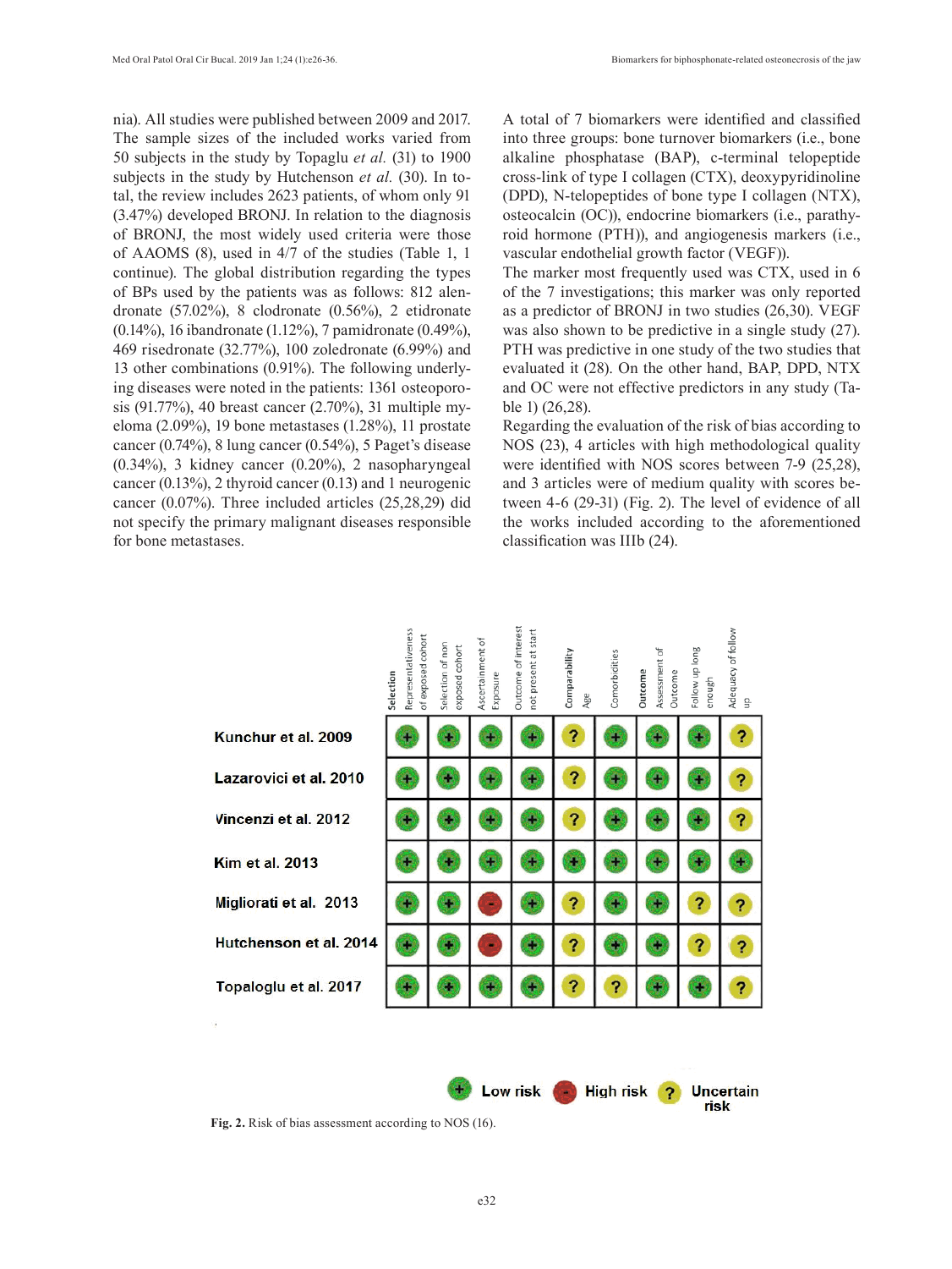nia). All studies were published between 2009 and 2017. The sample sizes of the included works varied from 50 subjects in the study by Topaglu *et al.* (31) to 1900 subjects in the study by Hutchenson *et al.* (30). In total, the review includes 2623 patients, of whom only 91 (3.47%) developed BRONJ. In relation to the diagnosis of BRONJ, the most widely used criteria were those of AAOMS (8), used in 4/7 of the studies (Table 1, 1 continue). The global distribution regarding the types of BPs used by the patients was as follows: 812 alendronate (57.02%), 8 clodronate (0.56%), 2 etidronate (0.14%), 16 ibandronate (1.12%), 7 pamidronate (0.49%), 469 risedronate (32.77%), 100 zoledronate (6.99%) and 13 other combinations (0.91%). The following underlying diseases were noted in the patients: 1361 osteoporosis (91.77%), 40 breast cancer (2.70%), 31 multiple myeloma (2.09%), 19 bone metastases (1.28%), 11 prostate cancer (0.74%), 8 lung cancer (0.54%), 5 Paget's disease (0.34%), 3 kidney cancer (0.20%), 2 nasopharyngeal cancer (0.13%), 2 thyroid cancer (0.13) and 1 neurogenic cancer (0.07%). Three included articles (25,28,29) did not specify the primary malignant diseases responsible for bone metastases.

A total of 7 biomarkers were identified and classified into three groups: bone turnover biomarkers (i.e., bone alkaline phosphatase (BAP), c-terminal telopeptide cross-link of type I collagen (CTX), deoxypyridinoline (DPD), N-telopeptides of bone type I collagen (NTX), osteocalcin (OC)), endocrine biomarkers (i.e., parathyroid hormone (PTH)), and angiogenesis markers (i.e., vascular endothelial growth factor (VEGF)).

The marker most frequently used was CTX, used in 6 of the 7 investigations; this marker was only reported as a predictor of BRONJ in two studies (26,30). VEGF was also shown to be predictive in a single study (27). PTH was predictive in one study of the two studies that evaluated it (28). On the other hand, BAP, DPD, NTX and OC were not effective predictors in any study (Table 1) (26,28).

Regarding the evaluation of the risk of bias according to NOS (23), 4 articles with high methodological quality were identified with NOS scores between 7-9 (25,28), and 3 articles were of medium quality with scores between 4-6 (29-31) (Fig. 2). The level of evidence of all the works included according to the aforementioned classification was IIIb (24).

| | **Selection** | | | | **Comparability** | | **Outcome** | | |
|---|---|---|---|---|---|---|---|---|---|
| | Representativeness of exposed cohort | Selection of non exposed cohort | Ascertainment of Exposure | Outcome of interest not present at start | Age | Comorbidities | Assessment of Outcome | Follow up long enough | Adequacy of follow up |
| **Kunchur et al. 2009** | + | + | + | + | ? | + | + | + | ? |
| **Lazarovici et al. 2010** | + | + | + | + | ? | + | + | + | ? |
| **Vincenzi et al. 2012** | + | + | + | + | ? | + | + | + | ? |
| **Kim et al. 2013** | + | + | + | + | + | + | + | + | + |
| **Migliorati et al. 2013** | + | + | - | + | ? | + | + | ? | ? |
| **Hutchenson et al. 2014** | + | + | - | + | ? | + | + | ? | ? |
| **Topaloglu et al. 2017** | + | + | + | + | ? | ? | + | + | ? |

+ Low risk  - High risk  ? Uncertain risk

**Fig. 2.** Risk of bias assessment according to NOS (16).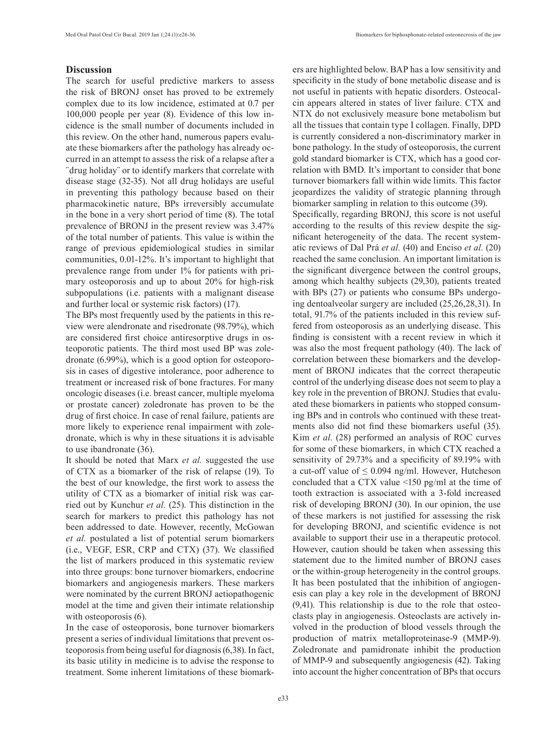## Discussion

The search for useful predictive markers to assess the risk of BRONJ onset has proved to be extremely complex due to its low incidence, estimated at 0.7 per 100,000 people per year (8). Evidence of this low incidence is the small number of documents included in this review. On the other hand, numerous papers evaluate these biomarkers after the pathology has already occurred in an attempt to assess the risk of a relapse after a ¨drug holiday¨ or to identify markers that correlate with disease stage (32-35). Not all drug holidays are useful in preventing this pathology because based on their pharmacokinetic nature, BPs irreversibly accumulate in the bone in a very short period of time (8). The total prevalence of BRONJ in the present review was 3.47% of the total number of patients. This value is within the range of previous epidemiological studies in similar communities, 0.01-12%. It's important to highlight that prevalence range from under 1% for patients with primary osteoporosis and up to about 20% for high-risk subpopulations (i.e. patients with a malignant disease and further local or systemic risk factors) (17).

The BPs most frequently used by the patients in this review were alendronate and risedronate (98.79%), which are considered first choice antiresorptive drugs in osteoporotic patients. The third most used BP was zoledronate (6.99%), which is a good option for osteoporosis in cases of digestive intolerance, poor adherence to treatment or increased risk of bone fractures. For many oncologic diseases (i.e. breast cancer, multiple myeloma or prostate cancer) zoledronate has proven to be the drug of first choice. In case of renal failure, patients are more likely to experience renal impairment with zoledronate, which is why in these situations it is advisable to use ibandronate (36).

It should be noted that Marx *et al.* suggested the use of CTX as a biomarker of the risk of relapse (19). To the best of our knowledge, the first work to assess the utility of CTX as a biomarker of initial risk was carried out by Kunchur *et al.* (25). This distinction in the search for markers to predict this pathology has not been addressed to date. However, recently, McGowan *et al.* postulated a list of potential serum biomarkers (i.e., VEGF, ESR, CRP and CTX) (37). We classified the list of markers produced in this systematic review into three groups: bone turnover biomarkers, endocrine biomarkers and angiogenesis markers. These markers were nominated by the current BRONJ aetiopathogenic model at the time and given their intimate relationship with osteoporosis (6).

In the case of osteoporosis, bone turnover biomarkers present a series of individual limitations that prevent osteoporosis from being useful for diagnosis (6,38). In fact, its basic utility in medicine is to advise the response to treatment. Some inherent limitations of these biomarkers are highlighted below. BAP has a low sensitivity and specificity in the study of bone metabolic disease and is not useful in patients with hepatic disorders. Osteocalcin appears altered in states of liver failure. CTX and NTX do not exclusively measure bone metabolism but all the tissues that contain type I collagen. Finally, DPD is currently considered a non-discriminatory marker in bone pathology. In the study of osteoporosis, the current gold standard biomarker is CTX, which has a good correlation with BMD. It's important to consider that bone turnover biomarkers fall within wide limits. This factor jeopardizes the validity of strategic planning through biomarker sampling in relation to this outcome (39).

Specifically, regarding BRONJ, this score is not useful according to the results of this review despite the significant heterogeneity of the data. The recent systematic reviews of Dal Prá *et al.* (40) and Enciso *et al.* (20) reached the same conclusion. An important limitation is the significant divergence between the control groups, among which healthy subjects (29,30), patients treated with BPs (27) or patients who consume BPs undergoing dentoalveolar surgery are included (25,26,28,31). In total, 91.7% of the patients included in this review suffered from osteoporosis as an underlying disease. This finding is consistent with a recent review in which it was also the most frequent pathology (40). The lack of correlation between these biomarkers and the development of BRONJ indicates that the correct therapeutic control of the underlying disease does not seem to play a key role in the prevention of BRONJ. Studies that evaluated these biomarkers in patients who stopped consuming BPs and in controls who continued with these treatments also did not find these biomarkers useful (35). Kim *et al.* (28) performed an analysis of ROC curves for some of these biomarkers, in which CTX reached a sensitivity of 29.73% and a specificity of 89.19% with a cut-off value of $\leq$ 0.094 ng/ml. However, Hutcheson concluded that a CTX value <150 pg/ml at the time of tooth extraction is associated with a 3-fold increased risk of developing BRONJ (30). In our opinion, the use of these markers is not justified for assessing the risk for developing BRONJ, and scientific evidence is not available to support their use in a therapeutic protocol. However, caution should be taken when assessing this statement due to the limited number of BRONJ cases or the within-group heterogeneity in the control groups. It has been postulated that the inhibition of angiogenesis can play a key role in the development of BRONJ (9,41). This relationship is due to the role that osteoclasts play in angiogenesis. Osteoclasts are actively involved in the production of blood vessels through the production of matrix metalloproteinase-9 (MMP-9). Zoledronate and pamidronate inhibit the production of MMP-9 and subsequently angiogenesis (42). Taking into account the higher concentration of BPs that occurs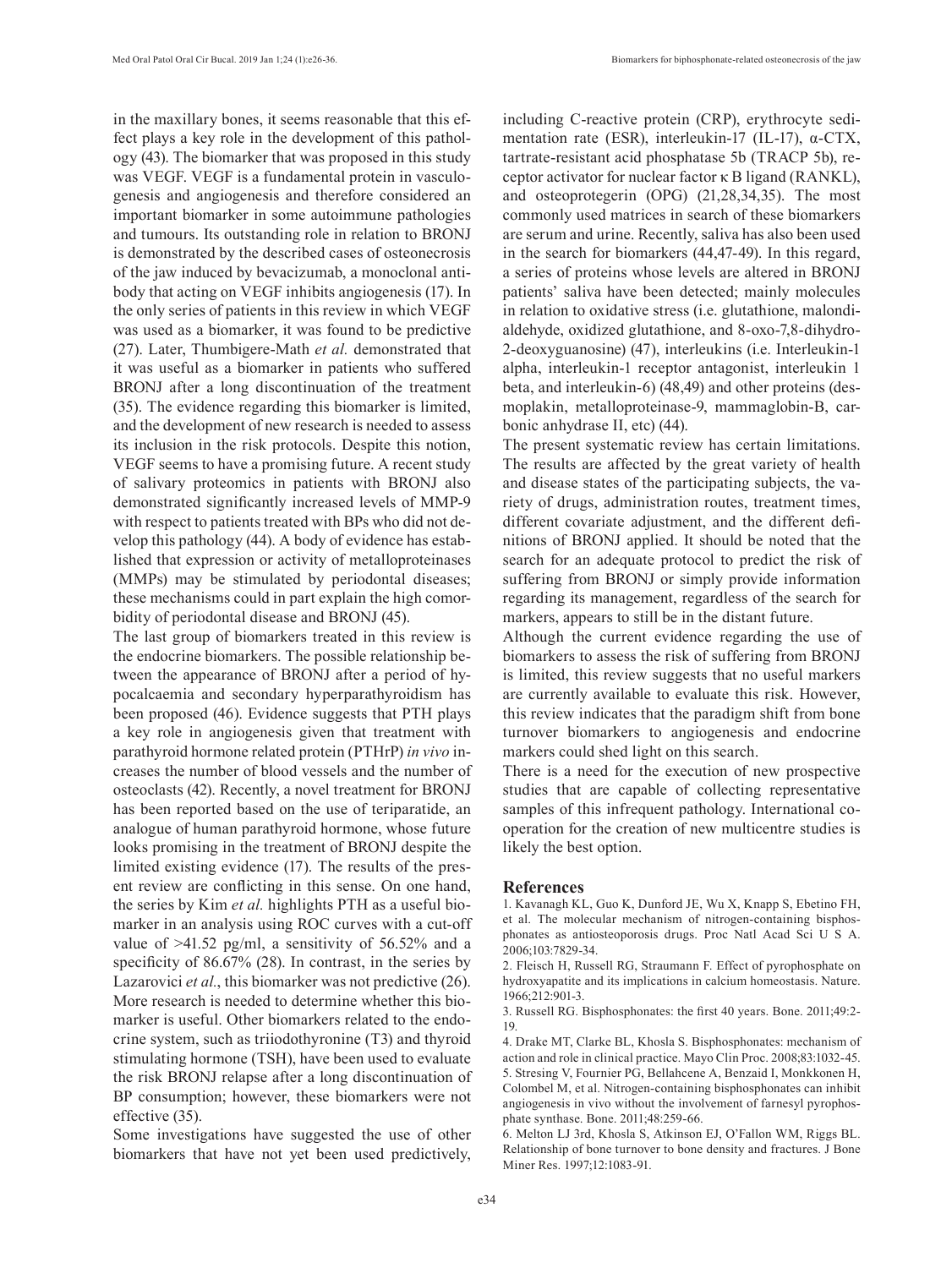in the maxillary bones, it seems reasonable that this effect plays a key role in the development of this pathology (43). The biomarker that was proposed in this study was VEGF. VEGF is a fundamental protein in vasculogenesis and angiogenesis and therefore considered an important biomarker in some autoimmune pathologies and tumours. Its outstanding role in relation to BRONJ is demonstrated by the described cases of osteonecrosis of the jaw induced by bevacizumab, a monoclonal antibody that acting on VEGF inhibits angiogenesis (17). In the only series of patients in this review in which VEGF was used as a biomarker, it was found to be predictive (27). Later, Thumbigere-Math *et al.* demonstrated that it was useful as a biomarker in patients who suffered BRONJ after a long discontinuation of the treatment (35). The evidence regarding this biomarker is limited, and the development of new research is needed to assess its inclusion in the risk protocols. Despite this notion, VEGF seems to have a promising future. A recent study of salivary proteomics in patients with BRONJ also demonstrated significantly increased levels of MMP-9 with respect to patients treated with BPs who did not develop this pathology (44). A body of evidence has established that expression or activity of metalloproteinases (MMPs) may be stimulated by periodontal diseases; these mechanisms could in part explain the high comorbidity of periodontal disease and BRONJ (45).

The last group of biomarkers treated in this review is the endocrine biomarkers. The possible relationship between the appearance of BRONJ after a period of hypocalcaemia and secondary hyperparathyroidism has been proposed (46). Evidence suggests that PTH plays a key role in angiogenesis given that treatment with parathyroid hormone related protein (PTHrP) *in vivo* increases the number of blood vessels and the number of osteoclasts (42). Recently, a novel treatment for BRONJ has been reported based on the use of teriparatide, an analogue of human parathyroid hormone, whose future looks promising in the treatment of BRONJ despite the limited existing evidence (17). The results of the present review are conflicting in this sense. On one hand, the series by Kim *et al.* highlights PTH as a useful biomarker in an analysis using ROC curves with a cut-off value of >41.52 pg/ml, a sensitivity of 56.52% and a specificity of 86.67% (28). In contrast, in the series by Lazarovici *et al.*, this biomarker was not predictive (26). More research is needed to determine whether this biomarker is useful. Other biomarkers related to the endocrine system, such as triiodothyronine (T3) and thyroid stimulating hormone (TSH), have been used to evaluate the risk BRONJ relapse after a long discontinuation of BP consumption; however, these biomarkers were not effective (35).

Some investigations have suggested the use of other biomarkers that have not yet been used predictively, including C-reactive protein (CRP), erythrocyte sedimentation rate (ESR), interleukin-17 (IL-17), α-CTX, tartrate-resistant acid phosphatase 5b (TRACP 5b), receptor activator for nuclear factor κ B ligand (RANKL), and osteoprotegerin (OPG) (21,28,34,35). The most commonly used matrices in search of these biomarkers are serum and urine. Recently, saliva has also been used in the search for biomarkers (44,47-49). In this regard, a series of proteins whose levels are altered in BRONJ patients' saliva have been detected; mainly molecules in relation to oxidative stress (i.e. glutathione, malondialdehyde, oxidized glutathione, and 8-oxo-7,8-dihydro-2-deoxyguanosine) (47), interleukins (i.e. Interleukin-1 alpha, interleukin-1 receptor antagonist, interleukin 1 beta, and interleukin-6) (48,49) and other proteins (desmoplakin, metalloproteinase-9, mammaglobin-B, carbonic anhydrase II, etc) (44).

The present systematic review has certain limitations. The results are affected by the great variety of health and disease states of the participating subjects, the variety of drugs, administration routes, treatment times, different covariate adjustment, and the different definitions of BRONJ applied. It should be noted that the search for an adequate protocol to predict the risk of suffering from BRONJ or simply provide information regarding its management, regardless of the search for markers, appears to still be in the distant future.

Although the current evidence regarding the use of biomarkers to assess the risk of suffering from BRONJ is limited, this review suggests that no useful markers are currently available to evaluate this risk. However, this review indicates that the paradigm shift from bone turnover biomarkers to angiogenesis and endocrine markers could shed light on this search.

There is a need for the execution of new prospective studies that are capable of collecting representative samples of this infrequent pathology. International cooperation for the creation of new multicentre studies is likely the best option.

## References

1. Kavanagh KL, Guo K, Dunford JE, Wu X, Knapp S, Ebetino FH, et al. The molecular mechanism of nitrogen-containing bisphosphonates as antiosteoporosis drugs. Proc Natl Acad Sci U S A. 2006;103:7829-34.
2. Fleisch H, Russell RG, Straumann F. Effect of pyrophosphate on hydroxyapatite and its implications in calcium homeostasis. Nature. 1966;212:901-3.
3. Russell RG. Bisphosphonates: the first 40 years. Bone. 2011;49:2-19.
4. Drake MT, Clarke BL, Khosla S. Bisphosphonates: mechanism of action and role in clinical practice. Mayo Clin Proc. 2008;83:1032-45.
5. Stresing V, Fournier PG, Bellahcene A, Benzaid I, Monkkonen H, Colombel M, et al. Nitrogen-containing bisphosphonates can inhibit angiogenesis in vivo without the involvement of farnesyl pyrophosphate synthase. Bone. 2011;48:259-66.
6. Melton LJ 3rd, Khosla S, Atkinson EJ, O'Fallon WM, Riggs BL. Relationship of bone turnover to bone density and fractures. J Bone Miner Res. 1997;12:1083-91.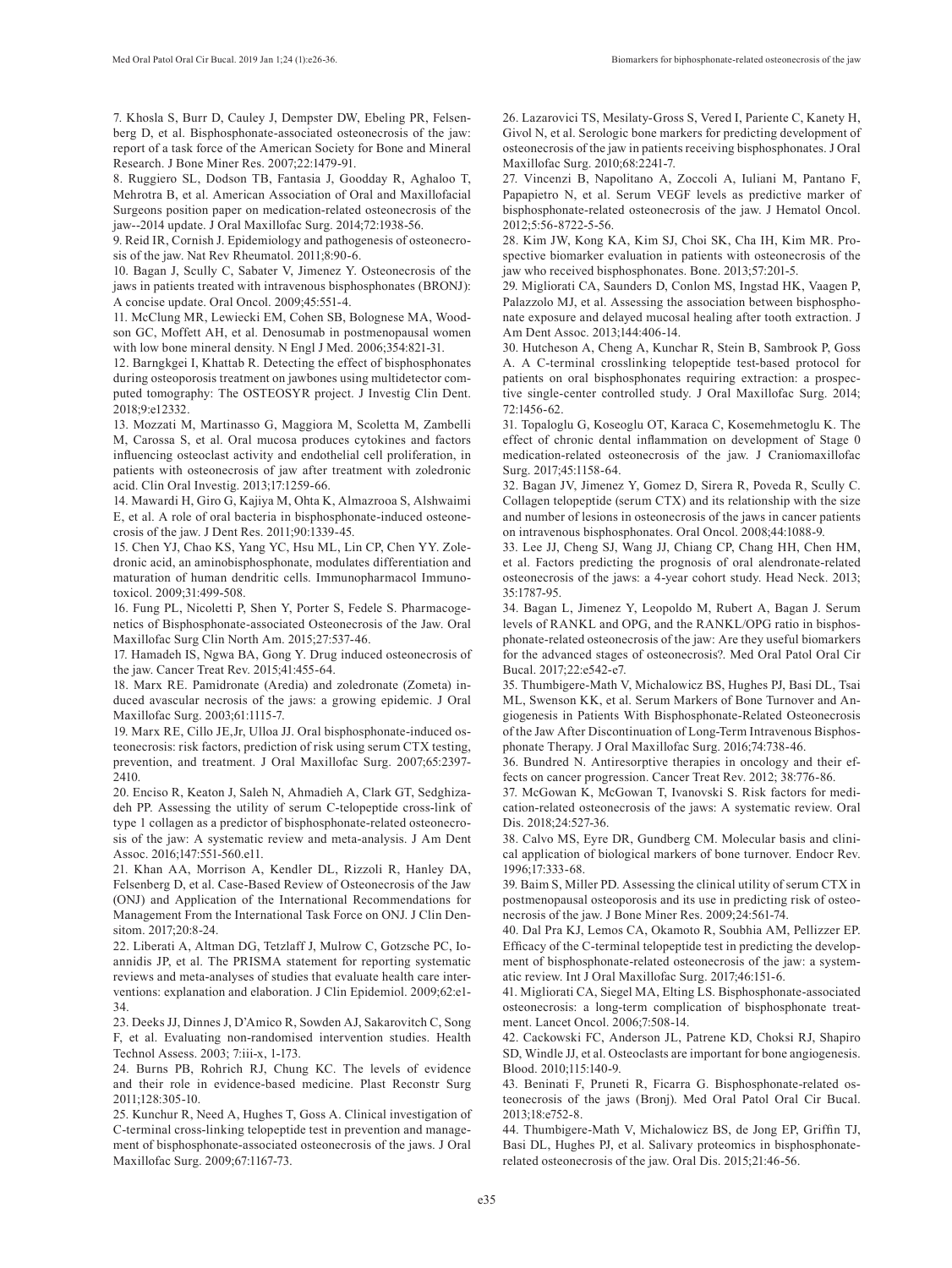7. Khosla S, Burr D, Cauley J, Dempster DW, Ebeling PR, Felsenberg D, et al. Bisphosphonate-associated osteonecrosis of the jaw: report of a task force of the American Society for Bone and Mineral Research. J Bone Miner Res. 2007;22:1479-91.

8. Ruggiero SL, Dodson TB, Fantasia J, Goodday R, Aghaloo T, Mehrotra B, et al. American Association of Oral and Maxillofacial Surgeons position paper on medication-related osteonecrosis of the jaw--2014 update. J Oral Maxillofac Surg. 2014;72:1938-56.

9. Reid IR, Cornish J. Epidemiology and pathogenesis of osteonecrosis of the jaw. Nat Rev Rheumatol. 2011;8:90-6.

10. Bagan J, Scully C, Sabater V, Jimenez Y. Osteonecrosis of the jaws in patients treated with intravenous bisphosphonates (BRONJ): A concise update. Oral Oncol. 2009;45:551-4.

11. McClung MR, Lewiecki EM, Cohen SB, Bolognese MA, Woodson GC, Moffett AH, et al. Denosumab in postmenopausal women with low bone mineral density. N Engl J Med. 2006;354:821-31.

12. Barngkgei I, Khattab R. Detecting the effect of bisphosphonates during osteoporosis treatment on jawbones using multidetector computed tomography: The OSTEOSYR project. J Investig Clin Dent. 2018;9:e12332.

13. Mozzati M, Martinasso G, Maggiora M, Scoletta M, Zambelli M, Carossa S, et al. Oral mucosa produces cytokines and factors influencing osteoclast activity and endothelial cell proliferation, in patients with osteonecrosis of jaw after treatment with zoledronic acid. Clin Oral Investig. 2013;17:1259-66.

14. Mawardi H, Giro G, Kajiya M, Ohta K, Almazrooa S, Alshwaimi E, et al. A role of oral bacteria in bisphosphonate-induced osteonecrosis of the jaw. J Dent Res. 2011;90:1339-45.

15. Chen YJ, Chao KS, Yang YC, Hsu ML, Lin CP, Chen YY. Zoledronic acid, an aminobisphosphonate, modulates differentiation and maturation of human dendritic cells. Immunopharmacol Immunotoxicol. 2009;31:499-508.

16. Fung PL, Nicoletti P, Shen Y, Porter S, Fedele S. Pharmacogenetics of Bisphosphonate-associated Osteonecrosis of the Jaw. Oral Maxillofac Surg Clin North Am. 2015;27:537-46.

17. Hamadeh IS, Ngwa BA, Gong Y. Drug induced osteonecrosis of the jaw. Cancer Treat Rev. 2015;41:455-64.

18. Marx RE. Pamidronate (Aredia) and zoledronate (Zometa) induced avascular necrosis of the jaws: a growing epidemic. J Oral Maxillofac Surg. 2003;61:1115-7.

19. Marx RE, Cillo JE,Jr, Ulloa JJ. Oral bisphosphonate-induced osteonecrosis: risk factors, prediction of risk using serum CTX testing, prevention, and treatment. J Oral Maxillofac Surg. 2007;65:2397-2410.

20. Enciso R, Keaton J, Saleh N, Ahmadieh A, Clark GT, Sedghizadeh PP. Assessing the utility of serum C-telopeptide cross-link of type 1 collagen as a predictor of bisphosphonate-related osteonecrosis of the jaw: A systematic review and meta-analysis. J Am Dent Assoc. 2016;147:551-560.e11.

21. Khan AA, Morrison A, Kendler DL, Rizzoli R, Hanley DA, Felsenberg D, et al. Case-Based Review of Osteonecrosis of the Jaw (ONJ) and Application of the International Recommendations for Management From the International Task Force on ONJ. J Clin Densitom. 2017;20:8-24.

22. Liberati A, Altman DG, Tetzlaff J, Mulrow C, Gotzsche PC, Ioannidis JP, et al. The PRISMA statement for reporting systematic reviews and meta-analyses of studies that evaluate health care interventions: explanation and elaboration. J Clin Epidemiol. 2009;62:e1-34.

23. Deeks JJ, Dinnes J, D'Amico R, Sowden AJ, Sakarovitch C, Song F, et al. Evaluating non-randomised intervention studies. Health Technol Assess. 2003; 7:iii-x, 1-173.

24. Burns PB, Rohrich RJ, Chung KC. The levels of evidence and their role in evidence-based medicine. Plast Reconstr Surg 2011;128:305-10.

25. Kunchur R, Need A, Hughes T, Goss A. Clinical investigation of C-terminal cross-linking telopeptide test in prevention and management of bisphosphonate-associated osteonecrosis of the jaws. J Oral Maxillofac Surg. 2009;67:1167-73.

26. Lazarovici TS, Mesilaty-Gross S, Vered I, Pariente C, Kanety H, Givol N, et al. Serologic bone markers for predicting development of osteonecrosis of the jaw in patients receiving bisphosphonates. J Oral Maxillofac Surg. 2010;68:2241-7.

27. Vincenzi B, Napolitano A, Zoccoli A, Iuliani M, Pantano F, Papapietro N, et al. Serum VEGF levels as predictive marker of bisphosphonate-related osteonecrosis of the jaw. J Hematol Oncol. 2012;5:56-8722-5-56.

28. Kim JW, Kong KA, Kim SJ, Choi SK, Cha IH, Kim MR. Prospective biomarker evaluation in patients with osteonecrosis of the jaw who received bisphosphonates. Bone. 2013;57:201-5.

29. Migliorati CA, Saunders D, Conlon MS, Ingstad HK, Vaagen P, Palazzolo MJ, et al. Assessing the association between bisphosphonate exposure and delayed mucosal healing after tooth extraction. J Am Dent Assoc. 2013;144:406-14.

30. Hutcheson A, Cheng A, Kunchar R, Stein B, Sambrook P, Goss A. A C-terminal crosslinking telopeptide test-based protocol for patients on oral bisphosphonates requiring extraction: a prospective single-center controlled study. J Oral Maxillofac Surg. 2014; 72:1456-62.

31. Topaloglu G, Koseoglu OT, Karaca C, Kosemehmetoglu K. The effect of chronic dental inflammation on development of Stage 0 medication-related osteonecrosis of the jaw. J Craniomaxillofac Surg. 2017;45:1158-64.

32. Bagan JV, Jimenez Y, Gomez D, Sirera R, Poveda R, Scully C. Collagen telopeptide (serum CTX) and its relationship with the size and number of lesions in osteonecrosis of the jaws in cancer patients on intravenous bisphosphonates. Oral Oncol. 2008;44:1088-9.

33. Lee JJ, Cheng SJ, Wang JJ, Chiang CP, Chang HH, Chen HM, et al. Factors predicting the prognosis of oral alendronate-related osteonecrosis of the jaws: a 4-year cohort study. Head Neck. 2013; 35:1787-95.

34. Bagan L, Jimenez Y, Leopoldo M, Rubert A, Bagan J. Serum levels of RANKL and OPG, and the RANKL/OPG ratio in bisphosphonate-related osteonecrosis of the jaw: Are they useful biomarkers for the advanced stages of osteonecrosis?. Med Oral Patol Oral Cir Bucal. 2017;22:e542-e7.

35. Thumbigere-Math V, Michalowicz BS, Hughes PJ, Basi DL, Tsai ML, Swenson KK, et al. Serum Markers of Bone Turnover and Angiogenesis in Patients With Bisphosphonate-Related Osteonecrosis of the Jaw After Discontinuation of Long-Term Intravenous Bisphosphonate Therapy. J Oral Maxillofac Surg. 2016;74:738-46.

36. Bundred N. Antiresorptive therapies in oncology and their effects on cancer progression. Cancer Treat Rev. 2012; 38:776-86.

37. McGowan K, McGowan T, Ivanovski S. Risk factors for medication-related osteonecrosis of the jaws: A systematic review. Oral Dis. 2018;24:527-36.

38. Calvo MS, Eyre DR, Gundberg CM. Molecular basis and clinical application of biological markers of bone turnover. Endocr Rev. 1996;17:333-68.

39. Baim S, Miller PD. Assessing the clinical utility of serum CTX in postmenopausal osteoporosis and its use in predicting risk of osteonecrosis of the jaw. J Bone Miner Res. 2009;24:561-74.

40. Dal Pra KJ, Lemos CA, Okamoto R, Soubhia AM, Pellizzer EP. Efficacy of the C-terminal telopeptide test in predicting the development of bisphosphonate-related osteonecrosis of the jaw: a systematic review. Int J Oral Maxillofac Surg. 2017;46:151-6.

41. Migliorati CA, Siegel MA, Elting LS. Bisphosphonate-associated osteonecrosis: a long-term complication of bisphosphonate treatment. Lancet Oncol. 2006;7:508-14.

42. Cackowski FC, Anderson JL, Patrene KD, Choksi RJ, Shapiro SD, Windle JJ, et al. Osteoclasts are important for bone angiogenesis. Blood. 2010;115:140-9.

43. Beninati F, Pruneti R, Ficarra G. Bisphosphonate-related osteonecrosis of the jaws (Bronj). Med Oral Patol Oral Cir Bucal. 2013;18:e752-8.

44. Thumbigere-Math V, Michalowicz BS, de Jong EP, Griffin TJ, Basi DL, Hughes PJ, et al. Salivary proteomics in bisphosphonate-related osteonecrosis of the jaw. Oral Dis. 2015;21:46-56.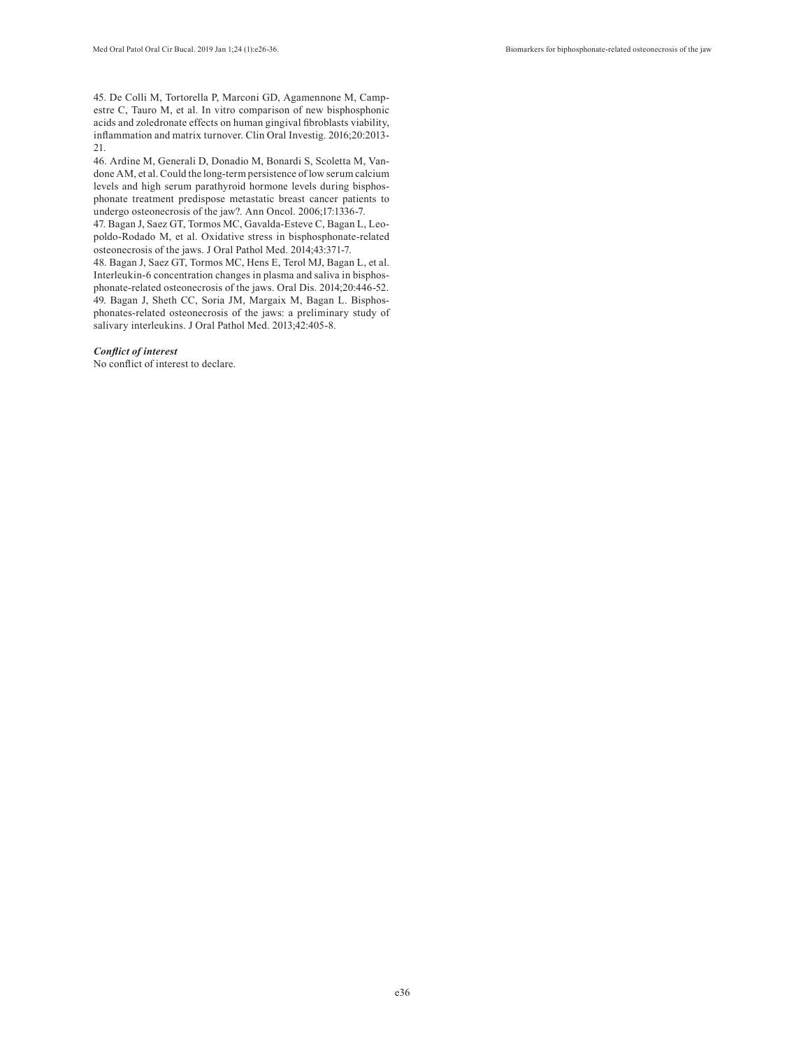45. De Colli M, Tortorella P, Marconi GD, Agamennone M, Campestre C, Tauro M, et al. In vitro comparison of new bisphosphonic acids and zoledronate effects on human gingival fibroblasts viability, inflammation and matrix turnover. Clin Oral Investig. 2016;20:2013-21.

46. Ardine M, Generali D, Donadio M, Bonardi S, Scoletta M, Vandone AM, et al. Could the long-term persistence of low serum calcium levels and high serum parathyroid hormone levels during bisphosphonate treatment predispose metastatic breast cancer patients to undergo osteonecrosis of the jaw?. Ann Oncol. 2006;17:1336-7.

47. Bagan J, Saez GT, Tormos MC, Gavalda-Esteve C, Bagan L, Leopoldo-Rodado M, et al. Oxidative stress in bisphosphonate-related osteonecrosis of the jaws. J Oral Pathol Med. 2014;43:371-7.

48. Bagan J, Saez GT, Tormos MC, Hens E, Terol MJ, Bagan L, et al. Interleukin-6 concentration changes in plasma and saliva in bisphosphonate-related osteonecrosis of the jaws. Oral Dis. 2014;20:446-52.

49. Bagan J, Sheth CC, Soria JM, Margaix M, Bagan L. Bisphosphonates-related osteonecrosis of the jaws: a preliminary study of salivary interleukins. J Oral Pathol Med. 2013;42:405-8.

***Conflict of interest***

No conflict of interest to declare.